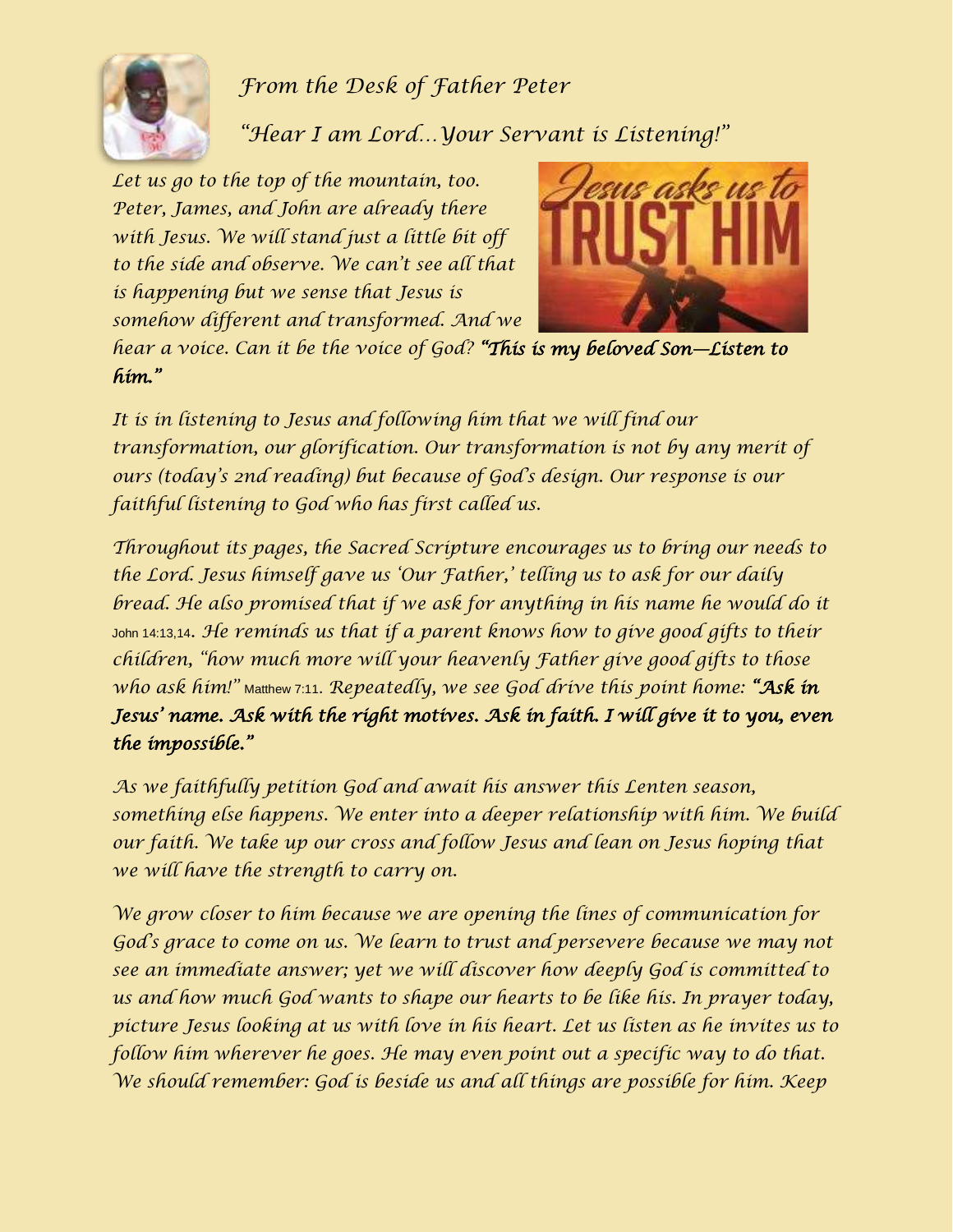*From the Desk of Father Peter*

*"Hear I am Lord…Your Servant is Listening!"*

*Let us go to the top of the mountain, too. Peter, James, and John are already there with Jesus. We will stand just a little bit off to the side and observe. We can't see all that is happening but we sense that Jesus is somehow different and transformed. And we hear a voice. Can it be the voice of God?* ***"This is my beloved Son—Listen to him."***

*It is in listening to Jesus and following him that we will find our transformation, our glorification. Our transformation is not by any merit of ours (today's 2nd reading) but because of God's design. Our response is our faithful listening to God who has first called us.*

*Throughout its pages, the Sacred Scripture encourages us to bring our needs to the Lord. Jesus himself gave us 'Our Father,' telling us to ask for our daily bread. He also promised that if we ask for anything in his name he would do it* John 14:13,14. *He reminds us that if a parent knows how to give good gifts to their children, "how much more will your heavenly Father give good gifts to those who ask him!"* Matthew 7:11. *Repeatedly, we see God drive this point home:* ***"Ask in Jesus' name. Ask with the right motives. Ask in faith. I will give it to you, even the impossible."***

*As we faithfully petition God and await his answer this Lenten season, something else happens. We enter into a deeper relationship with him. We build our faith. We take up our cross and follow Jesus and lean on Jesus hoping that we will have the strength to carry on.*

*We grow closer to him because we are opening the lines of communication for God's grace to come on us. We learn to trust and persevere because we may not see an immediate answer; yet we will discover how deeply God is committed to us and how much God wants to shape our hearts to be like his. In prayer today, picture Jesus looking at us with love in his heart. Let us listen as he invites us to follow him wherever he goes. He may even point out a specific way to do that. We should remember: God is beside us and all things are possible for him. Keep*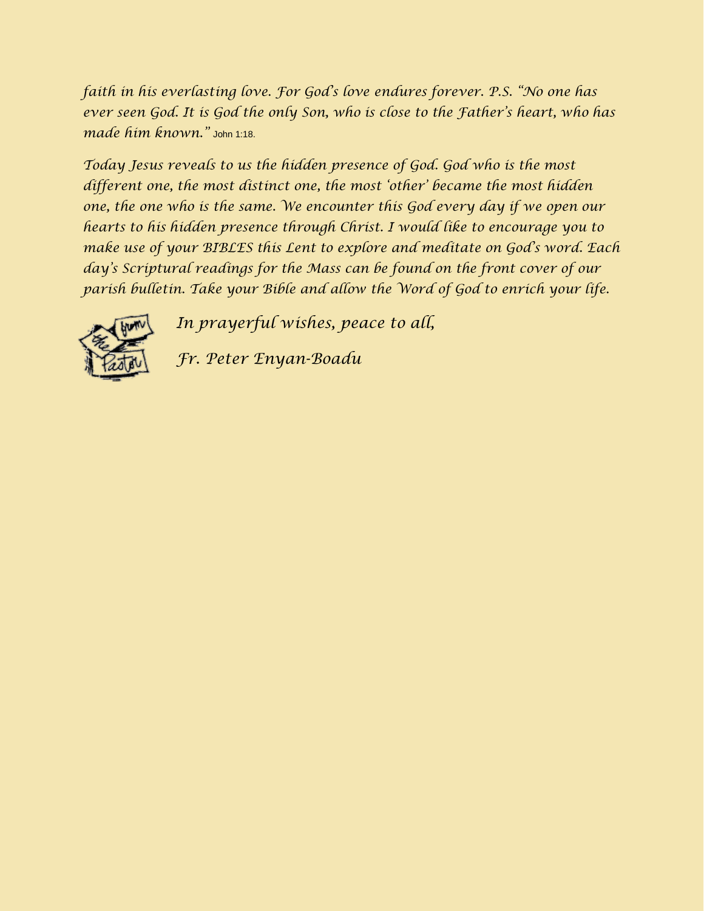*faith in his everlasting love. For God's love endures forever. P.S. "No one has ever seen God. It is God the only Son, who is close to the Father's heart, who has made him known."* John 1:18.

*Today Jesus reveals to us the hidden presence of God. God who is the most different one, the most distinct one, the most 'other' became the most hidden one, the one who is the same. We encounter this God every day if we open our hearts to his hidden presence through Christ. I would like to encourage you to make use of your BIBLES this Lent to explore and meditate on God's word. Each day's Scriptural readings for the Mass can be found on the front cover of our parish bulletin. Take your Bible and allow the Word of God to enrich your life.*

*In prayerful wishes, peace to all,*

*Fr. Peter Enyan-Boadu*